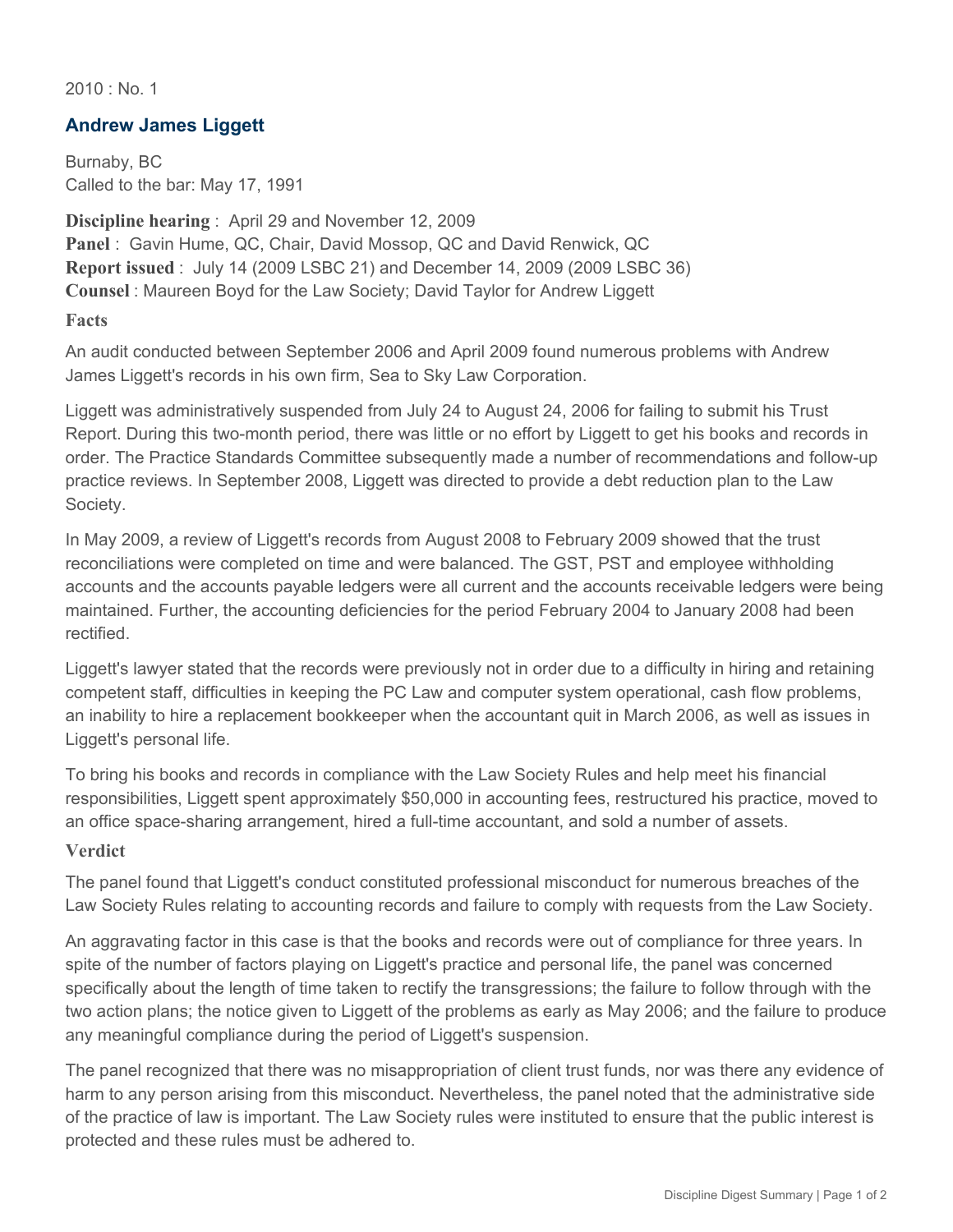2010 : No. 1

## Andrew James Liggett

Burnaby, BC
Called to the bar: May 17, 1991

**Discipline hearing** : April 29 and November 12, 2009
**Panel** : Gavin Hume, QC, Chair, David Mossop, QC and David Renwick, QC
**Report issued** : July 14 (2009 LSBC 21) and December 14, 2009 (2009 LSBC 36)
**Counsel** : Maureen Boyd for the Law Society; David Taylor for Andrew Liggett

### Facts

An audit conducted between September 2006 and April 2009 found numerous problems with Andrew James Liggett's records in his own firm, Sea to Sky Law Corporation.

Liggett was administratively suspended from July 24 to August 24, 2006 for failing to submit his Trust Report. During this two-month period, there was little or no effort by Liggett to get his books and records in order. The Practice Standards Committee subsequently made a number of recommendations and follow-up practice reviews. In September 2008, Liggett was directed to provide a debt reduction plan to the Law Society.

In May 2009, a review of Liggett's records from August 2008 to February 2009 showed that the trust reconciliations were completed on time and were balanced. The GST, PST and employee withholding accounts and the accounts payable ledgers were all current and the accounts receivable ledgers were being maintained. Further, the accounting deficiencies for the period February 2004 to January 2008 had been rectified.

Liggett's lawyer stated that the records were previously not in order due to a difficulty in hiring and retaining competent staff, difficulties in keeping the PC Law and computer system operational, cash flow problems, an inability to hire a replacement bookkeeper when the accountant quit in March 2006, as well as issues in Liggett's personal life.

To bring his books and records in compliance with the Law Society Rules and help meet his financial responsibilities, Liggett spent approximately $50,000 in accounting fees, restructured his practice, moved to an office space-sharing arrangement, hired a full-time accountant, and sold a number of assets.

### Verdict

The panel found that Liggett's conduct constituted professional misconduct for numerous breaches of the Law Society Rules relating to accounting records and failure to comply with requests from the Law Society.

An aggravating factor in this case is that the books and records were out of compliance for three years. In spite of the number of factors playing on Liggett's practice and personal life, the panel was concerned specifically about the length of time taken to rectify the transgressions; the failure to follow through with the two action plans; the notice given to Liggett of the problems as early as May 2006; and the failure to produce any meaningful compliance during the period of Liggett's suspension.

The panel recognized that there was no misappropriation of client trust funds, nor was there any evidence of harm to any person arising from this misconduct. Nevertheless, the panel noted that the administrative side of the practice of law is important. The Law Society rules were instituted to ensure that the public interest is protected and these rules must be adhered to.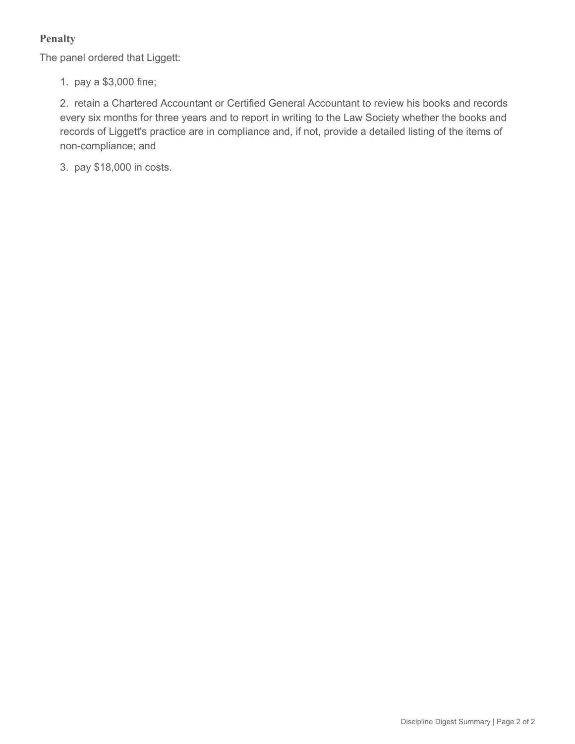### Penalty

The panel ordered that Liggett:

1. pay a $3,000 fine;

2. retain a Chartered Accountant or Certified General Accountant to review his books and records every six months for three years and to report in writing to the Law Society whether the books and records of Liggett's practice are in compliance and, if not, provide a detailed listing of the items of non-compliance; and

3. pay $18,000 in costs.